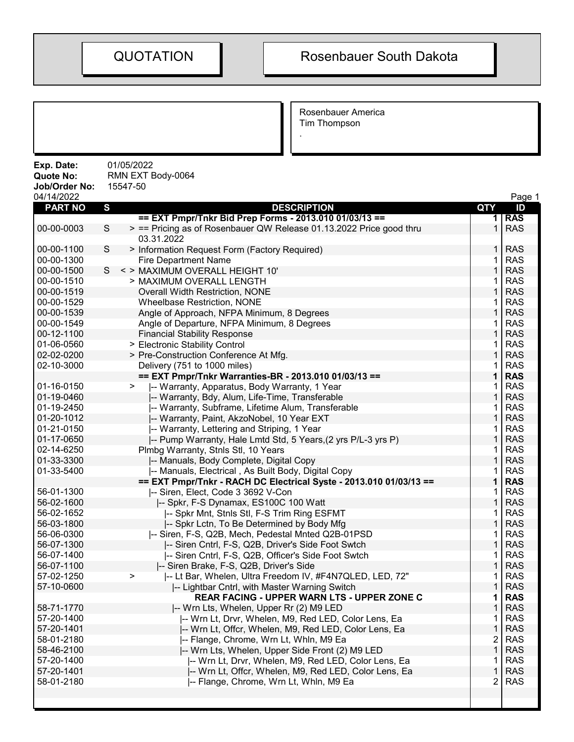# QUOTATION

# Rosenbauer South Dakota

Rosenbauer America
Tim Thompson
.

**Exp. Date:** 01/05/2022
**Quote No:** RMN EXT Body-0064
**Job/Order No:** 15547-50
04/14/2022

| PART NO | S | DESCRIPTION | QTY | ID |
|---|---|---|---|---|
| | | **== EXT Pmpr/Tnkr Bid Prep Forms - 2013.010 01/03/13 ==** | **1** | **RAS** |
| 00-00-0003 | S | > == Pricing as of Rosenbauer QW Release 01.13.2022 Price good thru 03.31.2022 | 1 | RAS |
| 00-00-1100 | S | > Information Request Form (Factory Required) | 1 | RAS |
| 00-00-1300 | | Fire Department Name | 1 | RAS |
| 00-00-1500 | S | < > MAXIMUM OVERALL HEIGHT 10' | 1 | RAS |
| 00-00-1510 | | > MAXIMUM OVERALL LENGTH | 1 | RAS |
| 00-00-1519 | | Overall Width Restriction, NONE | 1 | RAS |
| 00-00-1529 | | Wheelbase Restriction, NONE | 1 | RAS |
| 00-00-1539 | | Angle of Approach, NFPA Minimum, 8 Degrees | 1 | RAS |
| 00-00-1549 | | Angle of Departure, NFPA Minimum, 8 Degrees | 1 | RAS |
| 00-12-1100 | | Financial Stability Response | 1 | RAS |
| 01-06-0560 | | > Electronic Stability Control | 1 | RAS |
| 02-02-0200 | | > Pre-Construction Conference At Mfg. | 1 | RAS |
| 02-10-3000 | | Delivery (751 to 1000 miles) | 1 | RAS |
| | | **== EXT Pmpr/Tnkr Warranties-BR - 2013.010 01/03/13 ==** | **1** | **RAS** |
| 01-16-0150 | | > \|-- Warranty, Apparatus, Body Warranty, 1 Year | 1 | RAS |
| 01-19-0460 | | \|-- Warranty, Bdy, Alum, Life-Time, Transferable | 1 | RAS |
| 01-19-2450 | | \|-- Warranty, Subframe, Lifetime Alum, Transferable | 1 | RAS |
| 01-20-1012 | | \|-- Warranty, Paint, AkzoNobel, 10 Year EXT | 1 | RAS |
| 01-21-0150 | | \|-- Warranty, Lettering and Striping, 1 Year | 1 | RAS |
| 01-17-0650 | | \|-- Pump Warranty, Hale Lmtd Std, 5 Years,(2 yrs P/L-3 yrs P) | 1 | RAS |
| 02-14-6250 | | Plmbg Warranty, Stnls Stl, 10 Years | 1 | RAS |
| 01-33-3300 | | \|-- Manuals, Body Complete, Digital Copy | 1 | RAS |
| 01-33-5400 | | \|-- Manuals, Electrical , As Built Body, Digital Copy | 1 | RAS |
| | | **== EXT Pmpr/Tnkr - RACH DC Electrical Syste - 2013.010 01/03/13 ==** | **1** | **RAS** |
| 56-01-1300 | | \|-- Siren, Elect, Code 3 3692 V-Con | 1 | RAS |
| 56-02-1600 | | \|-- Spkr, F-S Dynamax, ES100C 100 Watt | 1 | RAS |
| 56-02-1652 | | \|-- Spkr Mnt, Stnls Stl, F-S Trim Ring ESFMT | 1 | RAS |
| 56-03-1800 | | \|-- Spkr Lctn, To Be Determined by Body Mfg | 1 | RAS |
| 56-06-0300 | | \|-- Siren, F-S, Q2B, Mech, Pedestal Mnted Q2B-01PSD | 1 | RAS |
| 56-07-1300 | | \|-- Siren Cntrl, F-S, Q2B, Driver's Side Foot Swtch | 1 | RAS |
| 56-07-1400 | | \|-- Siren Cntrl, F-S, Q2B, Officer's Side Foot Swtch | 1 | RAS |
| 56-07-1100 | | \|-- Siren Brake, F-S, Q2B, Driver's Side | 1 | RAS |
| 57-02-1250 | | > \|-- Lt Bar, Whelen, Ultra Freedom IV, #F4N7QLED, LED, 72" | 1 | RAS |
| 57-10-0600 | | \|-- Lightbar Cntrl, with Master Warning Switch | 1 | RAS |
| | | **REAR FACING - UPPER WARN LTS - UPPER ZONE C** | **1** | **RAS** |
| 58-71-1770 | | \|-- Wrn Lts, Whelen, Upper Rr (2) M9 LED | 1 | RAS |
| 57-20-1400 | | \|-- Wrn Lt, Drvr, Whelen, M9, Red LED, Color Lens, Ea | 1 | RAS |
| 57-20-1401 | | \|-- Wrn Lt, Offcr, Whelen, M9, Red LED, Color Lens, Ea | 1 | RAS |
| 58-01-2180 | | \|-- Flange, Chrome, Wrn Lt, Whln, M9 Ea | 2 | RAS |
| 58-46-2100 | | \|-- Wrn Lts, Whelen, Upper Side Front (2) M9 LED | 1 | RAS |
| 57-20-1400 | | \|-- Wrn Lt, Drvr, Whelen, M9, Red LED, Color Lens, Ea | 1 | RAS |
| 57-20-1401 | | \|-- Wrn Lt, Offcr, Whelen, M9, Red LED, Color Lens, Ea | 1 | RAS |
| 58-01-2180 | | \|-- Flange, Chrome, Wrn Lt, Whln, M9 Ea | 2 | RAS |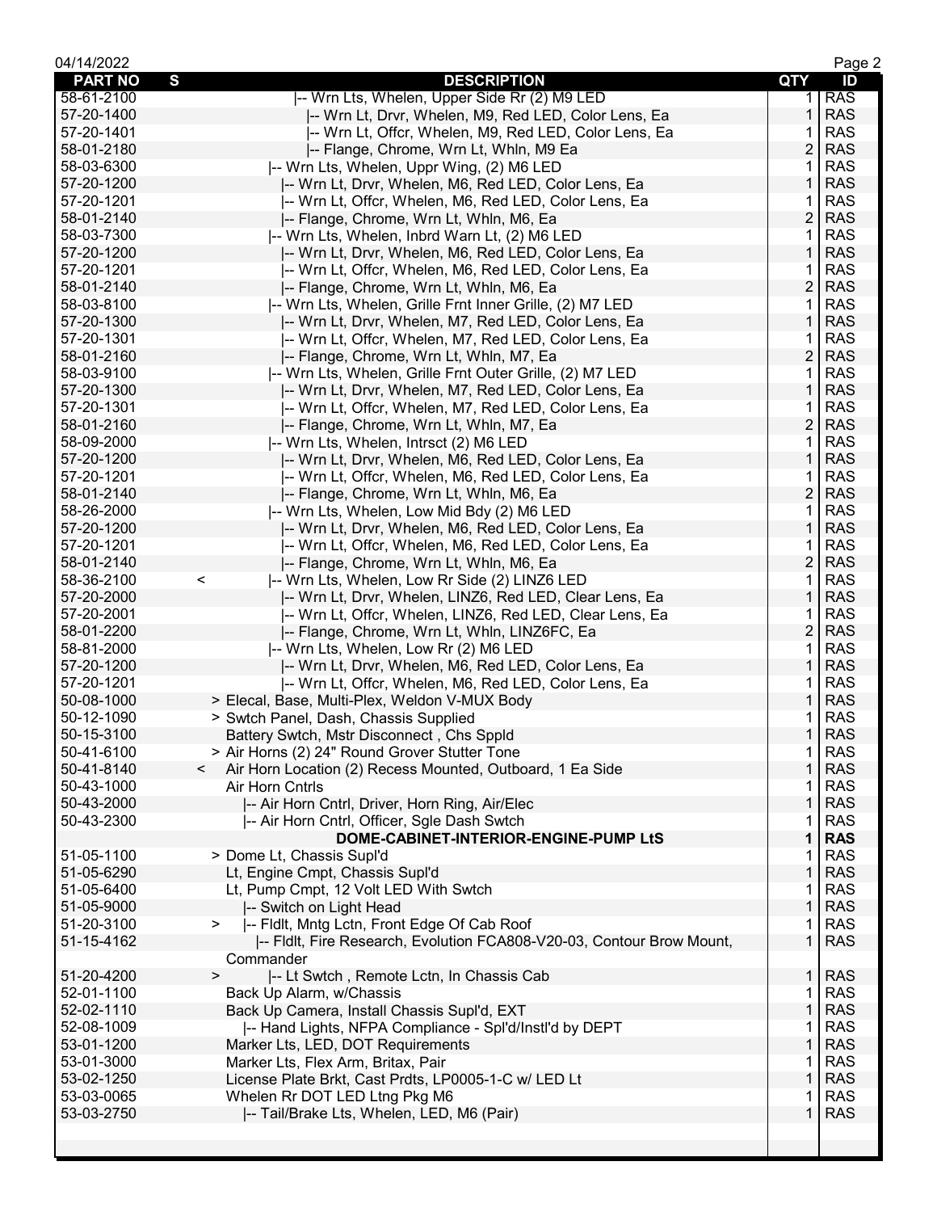| PART NO | S | DESCRIPTION | QTY | ID |
|---|---|---|---|---|
| 58-61-2100 | | \|-- Wrn Lts, Whelen, Upper Side Rr (2) M9 LED | 1 | RAS |
| 57-20-1400 | | \|-- Wrn Lt, Drvr, Whelen, M9, Red LED, Color Lens, Ea | 1 | RAS |
| 57-20-1401 | | \|-- Wrn Lt, Offcr, Whelen, M9, Red LED, Color Lens, Ea | 1 | RAS |
| 58-01-2180 | | \|-- Flange, Chrome, Wrn Lt, Whln, M9 Ea | 2 | RAS |
| 58-03-6300 | | \|-- Wrn Lts, Whelen, Uppr Wing, (2) M6 LED | 1 | RAS |
| 57-20-1200 | | \|-- Wrn Lt, Drvr, Whelen, M6, Red LED, Color Lens, Ea | 1 | RAS |
| 57-20-1201 | | \|-- Wrn Lt, Offcr, Whelen, M6, Red LED, Color Lens, Ea | 1 | RAS |
| 58-01-2140 | | \|-- Flange, Chrome, Wrn Lt, Whln, M6, Ea | 2 | RAS |
| 58-03-7300 | | \|-- Wrn Lts, Whelen, Inbrd Warn Lt, (2) M6 LED | 1 | RAS |
| 57-20-1200 | | \|-- Wrn Lt, Drvr, Whelen, M6, Red LED, Color Lens, Ea | 1 | RAS |
| 57-20-1201 | | \|-- Wrn Lt, Offcr, Whelen, M6, Red LED, Color Lens, Ea | 1 | RAS |
| 58-01-2140 | | \|-- Flange, Chrome, Wrn Lt, Whln, M6, Ea | 2 | RAS |
| 58-03-8100 | | \|-- Wrn Lts, Whelen, Grille Frnt Inner Grille, (2) M7 LED | 1 | RAS |
| 57-20-1300 | | \|-- Wrn Lt, Drvr, Whelen, M7, Red LED, Color Lens, Ea | 1 | RAS |
| 57-20-1301 | | \|-- Wrn Lt, Offcr, Whelen, M7, Red LED, Color Lens, Ea | 1 | RAS |
| 58-01-2160 | | \|-- Flange, Chrome, Wrn Lt, Whln, M7, Ea | 2 | RAS |
| 58-03-9100 | | \|-- Wrn Lts, Whelen, Grille Frnt Outer Grille, (2) M7 LED | 1 | RAS |
| 57-20-1300 | | \|-- Wrn Lt, Drvr, Whelen, M7, Red LED, Color Lens, Ea | 1 | RAS |
| 57-20-1301 | | \|-- Wrn Lt, Offcr, Whelen, M7, Red LED, Color Lens, Ea | 1 | RAS |
| 58-01-2160 | | \|-- Flange, Chrome, Wrn Lt, Whln, M7, Ea | 2 | RAS |
| 58-09-2000 | | \|-- Wrn Lts, Whelen, Intrsct (2) M6 LED | 1 | RAS |
| 57-20-1200 | | \|-- Wrn Lt, Drvr, Whelen, M6, Red LED, Color Lens, Ea | 1 | RAS |
| 57-20-1201 | | \|-- Wrn Lt, Offcr, Whelen, M6, Red LED, Color Lens, Ea | 1 | RAS |
| 58-01-2140 | | \|-- Flange, Chrome, Wrn Lt, Whln, M6, Ea | 2 | RAS |
| 58-26-2000 | | \|-- Wrn Lts, Whelen, Low Mid Bdy (2) M6 LED | 1 | RAS |
| 57-20-1200 | | \|-- Wrn Lt, Drvr, Whelen, M6, Red LED, Color Lens, Ea | 1 | RAS |
| 57-20-1201 | | \|-- Wrn Lt, Offcr, Whelen, M6, Red LED, Color Lens, Ea | 1 | RAS |
| 58-01-2140 | | \|-- Flange, Chrome, Wrn Lt, Whln, M6, Ea | 2 | RAS |
| 58-36-2100 | < | \|-- Wrn Lts, Whelen, Low Rr Side (2) LINZ6 LED | 1 | RAS |
| 57-20-2000 | | \|-- Wrn Lt, Drvr, Whelen, LINZ6, Red LED, Clear Lens, Ea | 1 | RAS |
| 57-20-2001 | | \|-- Wrn Lt, Offcr, Whelen, LINZ6, Red LED, Clear Lens, Ea | 1 | RAS |
| 58-01-2200 | | \|-- Flange, Chrome, Wrn Lt, Whln, LINZ6FC, Ea | 2 | RAS |
| 58-81-2000 | | \|-- Wrn Lts, Whelen, Low Rr (2) M6 LED | 1 | RAS |
| 57-20-1200 | | \|-- Wrn Lt, Drvr, Whelen, M6, Red LED, Color Lens, Ea | 1 | RAS |
| 57-20-1201 | | \|-- Wrn Lt, Offcr, Whelen, M6, Red LED, Color Lens, Ea | 1 | RAS |
| 50-08-1000 | | > Elecal, Base, Multi-Plex, Weldon V-MUX Body | 1 | RAS |
| 50-12-1090 | | > Swtch Panel, Dash, Chassis Supplied | 1 | RAS |
| 50-15-3100 | | Battery Swtch, Mstr Disconnect , Chs Sppld | 1 | RAS |
| 50-41-6100 | | > Air Horns (2) 24" Round Grover Stutter Tone | 1 | RAS |
| 50-41-8140 | < | Air Horn Location (2) Recess Mounted, Outboard, 1 Ea Side | 1 | RAS |
| 50-43-1000 | | Air Horn Cntrls | 1 | RAS |
| 50-43-2000 | | \|-- Air Horn Cntrl, Driver, Horn Ring, Air/Elec | 1 | RAS |
| 50-43-2300 | | \|-- Air Horn Cntrl, Officer, Sgle Dash Swtch | 1 | RAS |
| | | **DOME-CABINET-INTERIOR-ENGINE-PUMP LtS** | **1** | **RAS** |
| 51-05-1100 | | > Dome Lt, Chassis Supl'd | 1 | RAS |
| 51-05-6290 | | Lt, Engine Cmpt, Chassis Supl'd | 1 | RAS |
| 51-05-6400 | | Lt, Pump Cmpt, 12 Volt LED With Swtch | 1 | RAS |
| 51-05-9000 | | \|-- Switch on Light Head | 1 | RAS |
| 51-20-3100 | > | \|-- Fldlt, Mntg Lctn, Front Edge Of Cab Roof | 1 | RAS |
| 51-15-4162 | | \|-- Fldlt, Fire Research, Evolution FCA808-V20-03, Contour Brow Mount, Commander | 1 | RAS |
| 51-20-4200 | > | \|-- Lt Swtch , Remote Lctn, In Chassis Cab | 1 | RAS |
| 52-01-1100 | | Back Up Alarm, w/Chassis | 1 | RAS |
| 52-02-1110 | | Back Up Camera, Install Chassis Supl'd, EXT | 1 | RAS |
| 52-08-1009 | | \|-- Hand Lights, NFPA Compliance - Spl'd/Instl'd by DEPT | 1 | RAS |
| 53-01-1200 | | Marker Lts, LED, DOT Requirements | 1 | RAS |
| 53-01-3000 | | Marker Lts, Flex Arm, Britax, Pair | 1 | RAS |
| 53-02-1250 | | License Plate Brkt, Cast Prdts, LP0005-1-C w/ LED Lt | 1 | RAS |
| 53-03-0065 | | Whelen Rr DOT LED Ltng Pkg M6 | 1 | RAS |
| 53-03-2750 | | \|-- Tail/Brake Lts, Whelen, LED, M6 (Pair) | 1 | RAS |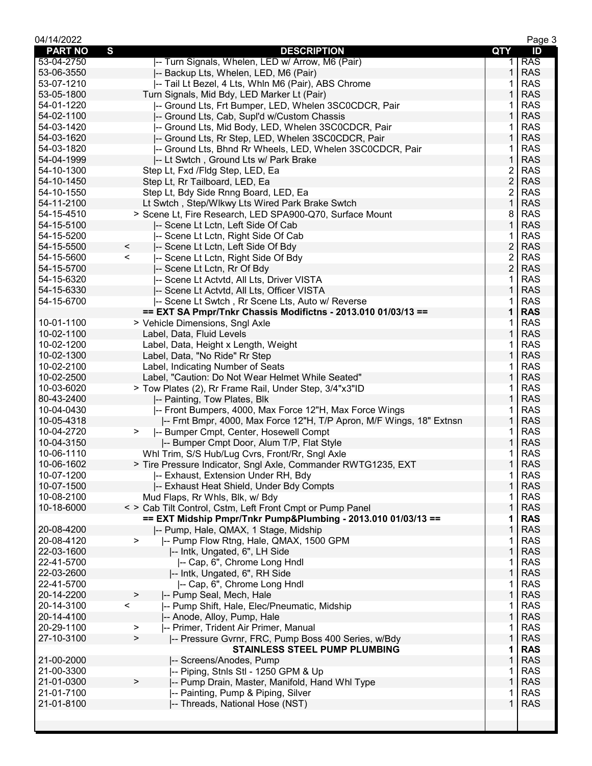| PART NO | S | DESCRIPTION | QTY | ID |
|---|---|---|---|---|
| 53-04-2750 | | \|-- Turn Signals, Whelen, LED w/ Arrow, M6 (Pair) | 1 | RAS |
| 53-06-3550 | | \|-- Backup Lts, Whelen, LED, M6 (Pair) | 1 | RAS |
| 53-07-1210 | | \|-- Tail Lt Bezel, 4 Lts, Whln M6 (Pair), ABS Chrome | 1 | RAS |
| 53-05-1800 | | Turn Signals, Mid Bdy, LED Marker Lt (Pair) | 1 | RAS |
| 54-01-1220 | | \|-- Ground Lts, Frt Bumper, LED, Whelen 3SC0CDCR, Pair | 1 | RAS |
| 54-02-1100 | | \|-- Ground Lts, Cab, Supl'd w/Custom Chassis | 1 | RAS |
| 54-03-1420 | | \|-- Ground Lts, Mid Body, LED, Whelen 3SC0CDCR, Pair | 1 | RAS |
| 54-03-1620 | | \|-- Ground Lts, Rr Step, LED, Whelen 3SC0CDCR, Pair | 1 | RAS |
| 54-03-1820 | | \|-- Ground Lts, Bhnd Rr Wheels, LED, Whelen 3SC0CDCR, Pair | 1 | RAS |
| 54-04-1999 | | \|-- Lt Swtch , Ground Lts w/ Park Brake | 1 | RAS |
| 54-10-1300 | | Step Lt, Fxd /Fldg Step, LED, Ea | 2 | RAS |
| 54-10-1450 | | Step Lt, Rr Tailboard, LED, Ea | 2 | RAS |
| 54-10-1550 | | Step Lt, Bdy Side Rnng Board, LED, Ea | 2 | RAS |
| 54-11-2100 | | Lt Swtch , Step/Wlkwy Lts Wired Park Brake Swtch | 1 | RAS |
| 54-15-4510 | | > Scene Lt, Fire Research, LED SPA900-Q70, Surface Mount | 8 | RAS |
| 54-15-5100 | | \|-- Scene Lt Lctn, Left Side Of Cab | 1 | RAS |
| 54-15-5200 | | \|-- Scene Lt Lctn, Right Side Of Cab | 1 | RAS |
| 54-15-5500 | < | \|-- Scene Lt Lctn, Left Side Of Bdy | 2 | RAS |
| 54-15-5600 | < | \|-- Scene Lt Lctn, Right Side Of Bdy | 2 | RAS |
| 54-15-5700 | | \|-- Scene Lt Lctn, Rr Of Bdy | 2 | RAS |
| 54-15-6320 | | \|-- Scene Lt Actvtd, All Lts, Driver VISTA | 1 | RAS |
| 54-15-6330 | | \|-- Scene Lt Actvtd, All Lts, Officer VISTA | 1 | RAS |
| 54-15-6700 | | \|-- Scene Lt Swtch , Rr Scene Lts, Auto w/ Reverse | 1 | RAS |
| | | **== EXT SA Pmpr/Tnkr Chassis Modifictns - 2013.010 01/03/13 ==** | **1** | **RAS** |
| 10-01-1100 | | > Vehicle Dimensions, Sngl Axle | 1 | RAS |
| 10-02-1100 | | Label, Data, Fluid Levels | 1 | RAS |
| 10-02-1200 | | Label, Data, Height x Length, Weight | 1 | RAS |
| 10-02-1300 | | Label, Data, "No Ride" Rr Step | 1 | RAS |
| 10-02-2100 | | Label, Indicating Number of Seats | 1 | RAS |
| 10-02-2500 | | Label, "Caution: Do Not Wear Helmet While Seated" | 1 | RAS |
| 10-03-6020 | | > Tow Plates (2), Rr Frame Rail, Under Step, 3/4"x3"ID | 1 | RAS |
| 80-43-2400 | | \|-- Painting, Tow Plates, Blk | 1 | RAS |
| 10-04-0430 | | \|-- Front Bumpers, 4000, Max Force 12"H, Max Force Wings | 1 | RAS |
| 10-05-4318 | | \|-- Frnt Bmpr, 4000, Max Force 12"H, T/P Apron, M/F Wings, 18" Extnsn | 1 | RAS |
| 10-04-2720 | > | \|-- Bumper Cmpt, Center, Hosewell Compt | 1 | RAS |
| 10-04-3150 | | \|-- Bumper Cmpt Door, Alum T/P, Flat Style | 1 | RAS |
| 10-06-1110 | | Whl Trim, S/S Hub/Lug Cvrs, Front/Rr, Sngl Axle | 1 | RAS |
| 10-06-1602 | | > Tire Pressure Indicator, Sngl Axle, Commander RWTG1235, EXT | 1 | RAS |
| 10-07-1200 | | \|-- Exhaust, Extension Under RH, Bdy | 1 | RAS |
| 10-07-1500 | | \|-- Exhaust Heat Shield, Under Bdy Compts | 1 | RAS |
| 10-08-2100 | | Mud Flaps, Rr Whls, Blk, w/ Bdy | 1 | RAS |
| 10-18-6000 | | < > Cab Tilt Control, Cstm, Left Front Cmpt or Pump Panel | 1 | RAS |
| | | **== EXT Midship Pmpr/Tnkr Pump&Plumbing - 2013.010 01/03/13 ==** | **1** | **RAS** |
| 20-08-4200 | | \|-- Pump, Hale, QMAX, 1 Stage, Midship | 1 | RAS |
| 20-08-4120 | > | \|-- Pump Flow Rtng, Hale, QMAX, 1500 GPM | 1 | RAS |
| 22-03-1600 | | \|-- Intk, Ungated, 6", LH Side | 1 | RAS |
| 22-41-5700 | | \|-- Cap, 6", Chrome Long Hndl | 1 | RAS |
| 22-03-2600 | | \|-- Intk, Ungated, 6", RH Side | 1 | RAS |
| 22-41-5700 | | \|-- Cap, 6", Chrome Long Hndl | 1 | RAS |
| 20-14-2200 | > | \|-- Pump Seal, Mech, Hale | 1 | RAS |
| 20-14-3100 | < | \|-- Pump Shift, Hale, Elec/Pneumatic, Midship | 1 | RAS |
| 20-14-4100 | | \|-- Anode, Alloy, Pump, Hale | 1 | RAS |
| 20-29-1100 | > | \|-- Primer, Trident Air Primer, Manual | 1 | RAS |
| 27-10-3100 | > | \|-- Pressure Gvrnr, FRC, Pump Boss 400 Series, w/Bdy | 1 | RAS |
| | | **STAINLESS STEEL PUMP PLUMBING** | **1** | **RAS** |
| 21-00-2000 | | \|-- Screens/Anodes, Pump | 1 | RAS |
| 21-00-3300 | | \|-- Piping, Stnls Stl - 1250 GPM & Up | 1 | RAS |
| 21-01-0300 | > | \|-- Pump Drain, Master, Manifold, Hand Whl Type | 1 | RAS |
| 21-01-7100 | | \|-- Painting, Pump & Piping, Silver | 1 | RAS |
| 21-01-8100 | | \|-- Threads, National Hose (NST) | 1 | RAS |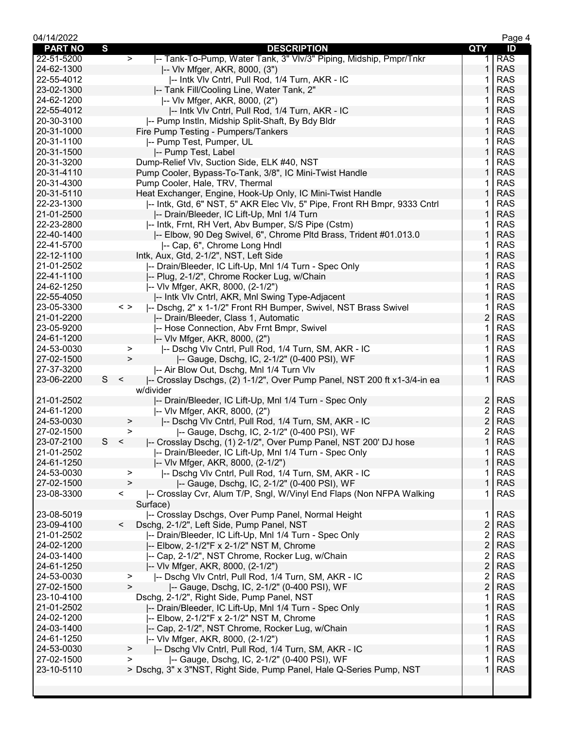| PART NO | S | | DESCRIPTION | QTY | ID |
|---|---|---|---|---|---|
| 22-51-5200 | | > | \|-- Tank-To-Pump, Water Tank, 3" Vlv/3" Piping, Midship, Pmpr/Tnkr | 1 | RAS |
| 24-62-1300 | | | \|-- Vlv Mfger, AKR, 8000, (3") | 1 | RAS |
| 22-55-4012 | | | \|-- Intk Vlv Cntrl, Pull Rod, 1/4 Turn, AKR - IC | 1 | RAS |
| 23-02-1300 | | | \|-- Tank Fill/Cooling Line, Water Tank, 2" | 1 | RAS |
| 24-62-1200 | | | \|-- Vlv Mfger, AKR, 8000, (2") | 1 | RAS |
| 22-55-4012 | | | \|-- Intk Vlv Cntrl, Pull Rod, 1/4 Turn, AKR - IC | 1 | RAS |
| 20-30-3100 | | | \|-- Pump Instln, Midship Split-Shaft, By Bdy Bldr | 1 | RAS |
| 20-31-1000 | | | Fire Pump Testing - Pumpers/Tankers | 1 | RAS |
| 20-31-1100 | | | \|-- Pump Test, Pumper, UL | 1 | RAS |
| 20-31-1500 | | | \|-- Pump Test, Label | 1 | RAS |
| 20-31-3200 | | | Dump-Relief Vlv, Suction Side, ELK #40, NST | 1 | RAS |
| 20-31-4110 | | | Pump Cooler, Bypass-To-Tank, 3/8", IC Mini-Twist Handle | 1 | RAS |
| 20-31-4300 | | | Pump Cooler, Hale, TRV, Thermal | 1 | RAS |
| 20-31-5110 | | | Heat Exchanger, Engine, Hook-Up Only, IC Mini-Twist Handle | 1 | RAS |
| 22-23-1300 | | | \|-- Intk, Gtd, 6" NST, 5" AKR Elec Vlv, 5" Pipe, Front RH Bmpr, 9333 Cntrl | 1 | RAS |
| 21-01-2500 | | | \|-- Drain/Bleeder, IC Lift-Up, Mnl 1/4 Turn | 1 | RAS |
| 22-23-2800 | | | \|-- Intk, Frnt, RH Vert, Abv Bumper, S/S Pipe (Cstm) | 1 | RAS |
| 22-40-1400 | | | \|-- Elbow, 90 Deg Swivel, 6", Chrome Pltd Brass, Trident #01.013.0 | 1 | RAS |
| 22-41-5700 | | | \|-- Cap, 6", Chrome Long Hndl | 1 | RAS |
| 22-12-1100 | | | Intk, Aux, Gtd, 2-1/2", NST, Left Side | 1 | RAS |
| 21-01-2502 | | | \|-- Drain/Bleeder, IC Lift-Up, Mnl 1/4 Turn - Spec Only | 1 | RAS |
| 22-41-1100 | | | \|-- Plug, 2-1/2", Chrome Rocker Lug, w/Chain | 1 | RAS |
| 24-62-1250 | | | \|-- Vlv Mfger, AKR, 8000, (2-1/2") | 1 | RAS |
| 22-55-4050 | | | \|-- Intk Vlv Cntrl, AKR, Mnl Swing Type-Adjacent | 1 | RAS |
| 23-05-3300 | | < > | \|-- Dschg, 2" x 1-1/2" Front RH Bumper, Swivel, NST Brass Swivel | 1 | RAS |
| 21-01-2200 | | | \|-- Drain/Bleeder, Class 1, Automatic | 2 | RAS |
| 23-05-9200 | | | \|-- Hose Connection, Abv Frnt Bmpr, Swivel | 1 | RAS |
| 24-61-1200 | | | \|-- Vlv Mfger, AKR, 8000, (2") | 1 | RAS |
| 24-53-0030 | | > | \|-- Dschg Vlv Cntrl, Pull Rod, 1/4 Turn, SM, AKR - IC | 1 | RAS |
| 27-02-1500 | | > | \|-- Gauge, Dschg, IC, 2-1/2" (0-400 PSI), WF | 1 | RAS |
| 27-37-3200 | | | \|-- Air Blow Out, Dschg, Mnl 1/4 Turn Vlv | 1 | RAS |
| 23-06-2200 | S | < | \|-- Crosslay Dschgs, (2) 1-1/2", Over Pump Panel, NST 200 ft x1-3/4-in ea w/divider | 1 | RAS |
| 21-01-2502 | | | \|-- Drain/Bleeder, IC Lift-Up, Mnl 1/4 Turn - Spec Only | 2 | RAS |
| 24-61-1200 | | | \|-- Vlv Mfger, AKR, 8000, (2") | 2 | RAS |
| 24-53-0030 | | > | \|-- Dschg Vlv Cntrl, Pull Rod, 1/4 Turn, SM, AKR - IC | 2 | RAS |
| 27-02-1500 | | > | \|-- Gauge, Dschg, IC, 2-1/2" (0-400 PSI), WF | 2 | RAS |
| 23-07-2100 | S | < | \|-- Crosslay Dschg, (1) 2-1/2", Over Pump Panel, NST 200' DJ hose | 1 | RAS |
| 21-01-2502 | | | \|-- Drain/Bleeder, IC Lift-Up, Mnl 1/4 Turn - Spec Only | 1 | RAS |
| 24-61-1250 | | | \|-- Vlv Mfger, AKR, 8000, (2-1/2") | 1 | RAS |
| 24-53-0030 | | > | \|-- Dschg Vlv Cntrl, Pull Rod, 1/4 Turn, SM, AKR - IC | 1 | RAS |
| 27-02-1500 | | > | \|-- Gauge, Dschg, IC, 2-1/2" (0-400 PSI), WF | 1 | RAS |
| 23-08-3300 | | < | \|-- Crosslay Cvr, Alum T/P, Sngl, W/Vinyl End Flaps (Non NFPA Walking Surface) | 1 | RAS |
| 23-08-5019 | | | \|-- Crosslay Dschgs, Over Pump Panel, Normal Height | 1 | RAS |
| 23-09-4100 | | < | Dschg, 2-1/2", Left Side, Pump Panel, NST | 2 | RAS |
| 21-01-2502 | | | \|-- Drain/Bleeder, IC Lift-Up, Mnl 1/4 Turn - Spec Only | 2 | RAS |
| 24-02-1200 | | | \|-- Elbow, 2-1/2"F x 2-1/2" NST M, Chrome | 2 | RAS |
| 24-03-1400 | | | \|-- Cap, 2-1/2", NST Chrome, Rocker Lug, w/Chain | 2 | RAS |
| 24-61-1250 | | | \|-- Vlv Mfger, AKR, 8000, (2-1/2") | 2 | RAS |
| 24-53-0030 | | > | \|-- Dschg Vlv Cntrl, Pull Rod, 1/4 Turn, SM, AKR - IC | 2 | RAS |
| 27-02-1500 | | > | \|-- Gauge, Dschg, IC, 2-1/2" (0-400 PSI), WF | 2 | RAS |
| 23-10-4100 | | | Dschg, 2-1/2", Right Side, Pump Panel, NST | 1 | RAS |
| 21-01-2502 | | | \|-- Drain/Bleeder, IC Lift-Up, Mnl 1/4 Turn - Spec Only | 1 | RAS |
| 24-02-1200 | | | \|-- Elbow, 2-1/2"F x 2-1/2" NST M, Chrome | 1 | RAS |
| 24-03-1400 | | | \|-- Cap, 2-1/2", NST Chrome, Rocker Lug, w/Chain | 1 | RAS |
| 24-61-1250 | | | \|-- Vlv Mfger, AKR, 8000, (2-1/2") | 1 | RAS |
| 24-53-0030 | | > | \|-- Dschg Vlv Cntrl, Pull Rod, 1/4 Turn, SM, AKR - IC | 1 | RAS |
| 27-02-1500 | | > | \|-- Gauge, Dschg, IC, 2-1/2" (0-400 PSI), WF | 1 | RAS |
| 23-10-5110 | | | > Dschg, 3" x 3"NST, Right Side, Pump Panel, Hale Q-Series Pump, NST | 1 | RAS |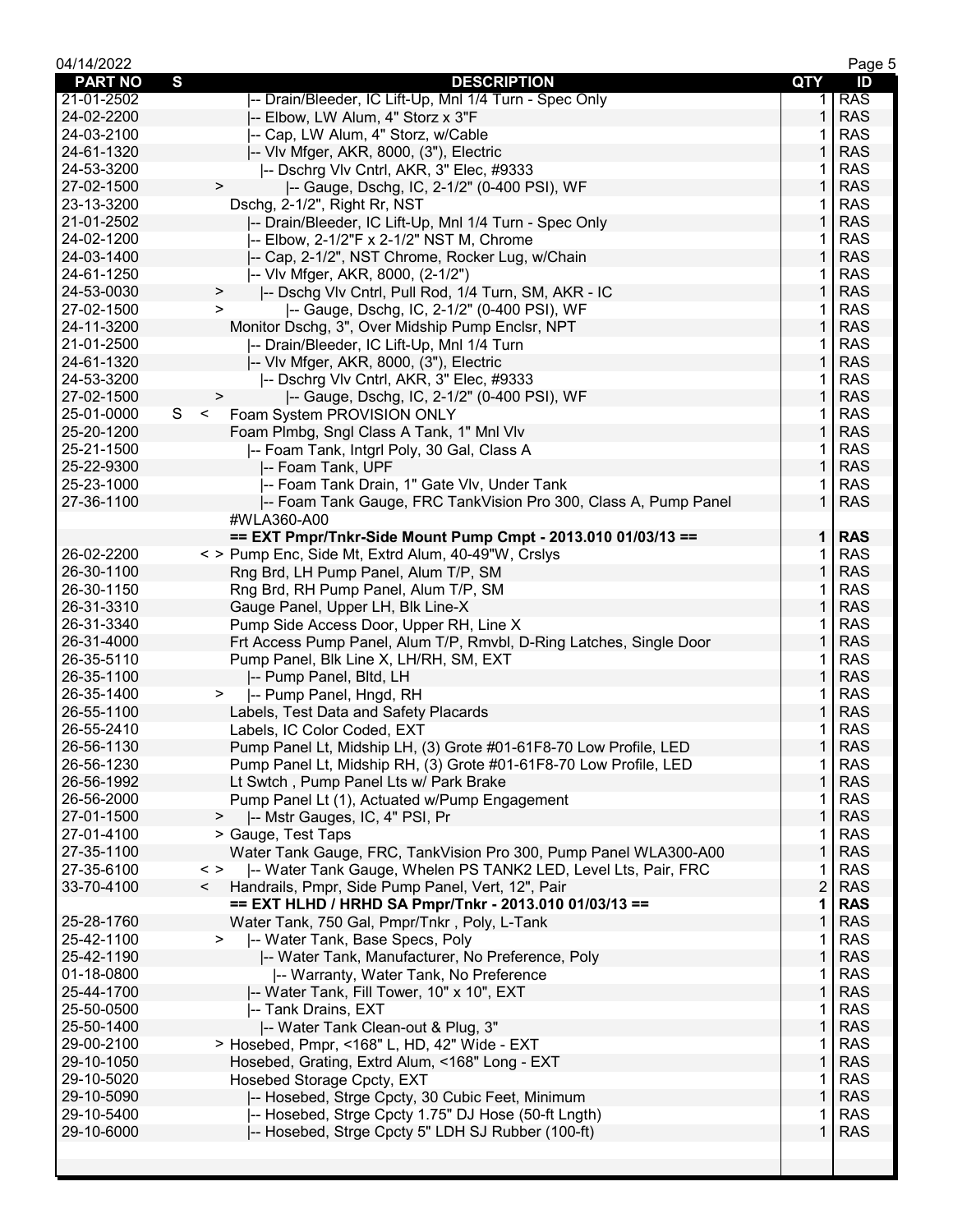| PART NO | S | DESCRIPTION | QTY | ID |
|---|---|---|---|---|
| 21-01-2502 | | \|-- Drain/Bleeder, IC Lift-Up, Mnl 1/4 Turn - Spec Only | 1 | RAS |
| 24-02-2200 | | \|-- Elbow, LW Alum, 4" Storz x 3"F | 1 | RAS |
| 24-03-2100 | | \|-- Cap, LW Alum, 4" Storz, w/Cable | 1 | RAS |
| 24-61-1320 | | \|-- Vlv Mfger, AKR, 8000, (3"), Electric | 1 | RAS |
| 24-53-3200 | | \|-- Dschrg Vlv Cntrl, AKR, 3" Elec, #9333 | 1 | RAS |
| 27-02-1500 | > | \|-- Gauge, Dschg, IC, 2-1/2" (0-400 PSI), WF | 1 | RAS |
| 23-13-3200 | | Dschg, 2-1/2", Right Rr, NST | 1 | RAS |
| 21-01-2502 | | \|-- Drain/Bleeder, IC Lift-Up, Mnl 1/4 Turn - Spec Only | 1 | RAS |
| 24-02-1200 | | \|-- Elbow, 2-1/2"F x 2-1/2" NST M, Chrome | 1 | RAS |
| 24-03-1400 | | \|-- Cap, 2-1/2", NST Chrome, Rocker Lug, w/Chain | 1 | RAS |
| 24-61-1250 | | \|-- Vlv Mfger, AKR, 8000, (2-1/2") | 1 | RAS |
| 24-53-0030 | > | \|-- Dschg Vlv Cntrl, Pull Rod, 1/4 Turn, SM, AKR - IC | 1 | RAS |
| 27-02-1500 | > | \|-- Gauge, Dschg, IC, 2-1/2" (0-400 PSI), WF | 1 | RAS |
| 24-11-3200 | | Monitor Dschg, 3", Over Midship Pump Enclsr, NPT | 1 | RAS |
| 21-01-2500 | | \|-- Drain/Bleeder, IC Lift-Up, Mnl 1/4 Turn | 1 | RAS |
| 24-61-1320 | | \|-- Vlv Mfger, AKR, 8000, (3"), Electric | 1 | RAS |
| 24-53-3200 | | \|-- Dschrg Vlv Cntrl, AKR, 3" Elec, #9333 | 1 | RAS |
| 27-02-1500 | > | \|-- Gauge, Dschg, IC, 2-1/2" (0-400 PSI), WF | 1 | RAS |
| 25-01-0000 | S < | Foam System PROVISION ONLY | 1 | RAS |
| 25-20-1200 | | Foam Plmbg, Sngl Class A Tank, 1" Mnl Vlv | 1 | RAS |
| 25-21-1500 | | \|-- Foam Tank, Intgrl Poly, 30 Gal, Class A | 1 | RAS |
| 25-22-9300 | | \|-- Foam Tank, UPF | 1 | RAS |
| 25-23-1000 | | \|-- Foam Tank Drain, 1" Gate Vlv, Under Tank | 1 | RAS |
| 27-36-1100 | | \|-- Foam Tank Gauge, FRC TankVision Pro 300, Class A, Pump Panel #WLA360-A00 | 1 | RAS |
| | | **== EXT Pmpr/Tnkr-Side Mount Pump Cmpt - 2013.010 01/03/13 ==** | **1** | **RAS** |
| 26-02-2200 | < > | Pump Enc, Side Mt, Extrd Alum, 40-49"W, Crslys | 1 | RAS |
| 26-30-1100 | | Rng Brd, LH Pump Panel, Alum T/P, SM | 1 | RAS |
| 26-30-1150 | | Rng Brd, RH Pump Panel, Alum T/P, SM | 1 | RAS |
| 26-31-3310 | | Gauge Panel, Upper LH, Blk Line-X | 1 | RAS |
| 26-31-3340 | | Pump Side Access Door, Upper RH, Line X | 1 | RAS |
| 26-31-4000 | | Frt Access Pump Panel, Alum T/P, Rmvbl, D-Ring Latches, Single Door | 1 | RAS |
| 26-35-5110 | | Pump Panel, Blk Line X, LH/RH, SM, EXT | 1 | RAS |
| 26-35-1100 | | \|-- Pump Panel, Bltd, LH | 1 | RAS |
| 26-35-1400 | > | \|-- Pump Panel, Hngd, RH | 1 | RAS |
| 26-55-1100 | | Labels, Test Data and Safety Placards | 1 | RAS |
| 26-55-2410 | | Labels, IC Color Coded, EXT | 1 | RAS |
| 26-56-1130 | | Pump Panel Lt, Midship LH, (3) Grote #01-61F8-70 Low Profile, LED | 1 | RAS |
| 26-56-1230 | | Pump Panel Lt, Midship RH, (3) Grote #01-61F8-70 Low Profile, LED | 1 | RAS |
| 26-56-1992 | | Lt Swtch , Pump Panel Lts w/ Park Brake | 1 | RAS |
| 26-56-2000 | | Pump Panel Lt (1), Actuated w/Pump Engagement | 1 | RAS |
| 27-01-1500 | > | \|-- Mstr Gauges, IC, 4" PSI, Pr | 1 | RAS |
| 27-01-4100 | > | Gauge, Test Taps | 1 | RAS |
| 27-35-1100 | | Water Tank Gauge, FRC, TankVision Pro 300, Pump Panel WLA300-A00 | 1 | RAS |
| 27-35-6100 | < > | \|-- Water Tank Gauge, Whelen PS TANK2 LED, Level Lts, Pair, FRC | 1 | RAS |
| 33-70-4100 | < | Handrails, Pmpr, Side Pump Panel, Vert, 12", Pair | 2 | RAS |
| | | **== EXT HLHD / HRHD SA Pmpr/Tnkr - 2013.010 01/03/13 ==** | **1** | **RAS** |
| 25-28-1760 | | Water Tank, 750 Gal, Pmpr/Tnkr , Poly, L-Tank | 1 | RAS |
| 25-42-1100 | > | \|-- Water Tank, Base Specs, Poly | 1 | RAS |
| 25-42-1190 | | \|-- Water Tank, Manufacturer, No Preference, Poly | 1 | RAS |
| 01-18-0800 | | \|-- Warranty, Water Tank, No Preference | 1 | RAS |
| 25-44-1700 | | \|-- Water Tank, Fill Tower, 10" x 10", EXT | 1 | RAS |
| 25-50-0500 | | \|-- Tank Drains, EXT | 1 | RAS |
| 25-50-1400 | | \|-- Water Tank Clean-out & Plug, 3" | 1 | RAS |
| 29-00-2100 | > | Hosebed, Pmpr, <168" L, HD, 42" Wide - EXT | 1 | RAS |
| 29-10-1050 | | Hosebed, Grating, Extrd Alum, <168" Long - EXT | 1 | RAS |
| 29-10-5020 | | Hosebed Storage Cpcty, EXT | 1 | RAS |
| 29-10-5090 | | \|-- Hosebed, Strge Cpcty, 30 Cubic Feet, Minimum | 1 | RAS |
| 29-10-5400 | | \|-- Hosebed, Strge Cpcty 1.75" DJ Hose (50-ft Lngth) | 1 | RAS |
| 29-10-6000 | | \|-- Hosebed, Strge Cpcty 5" LDH SJ Rubber (100-ft) | 1 | RAS |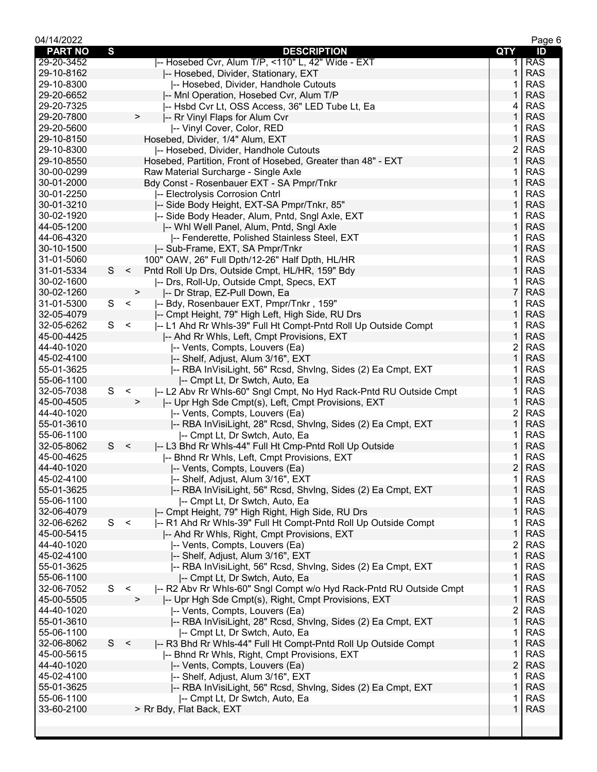04/14/2022

| PART NO | S | | DESCRIPTION | QTY | ID |
|---|---|---|---|---|---|
| 29-20-3452 | | | \|-- Hosebed Cvr, Alum T/P, <110" L, 42" Wide - EXT | 1 | RAS |
| 29-10-8162 | | | \|-- Hosebed, Divider, Stationary, EXT | 1 | RAS |
| 29-10-8300 | | | \|-- Hosebed, Divider, Handhole Cutouts | 1 | RAS |
| 29-20-6652 | | | \|-- Mnl Operation, Hosebed Cvr, Alum T/P | 1 | RAS |
| 29-20-7325 | | | \|-- Hsbd Cvr Lt, OSS Access, 36" LED Tube Lt, Ea | 4 | RAS |
| 29-20-7800 | | > | \|-- Rr Vinyl Flaps for Alum Cvr | 1 | RAS |
| 29-20-5600 | | | \|-- Vinyl Cover, Color, RED | 1 | RAS |
| 29-10-8150 | | | Hosebed, Divider, 1/4" Alum, EXT | 1 | RAS |
| 29-10-8300 | | | \|-- Hosebed, Divider, Handhole Cutouts | 2 | RAS |
| 29-10-8550 | | | Hosebed, Partition, Front of Hosebed, Greater than 48" - EXT | 1 | RAS |
| 30-00-0299 | | | Raw Material Surcharge - Single Axle | 1 | RAS |
| 30-01-2000 | | | Bdy Const - Rosenbauer EXT - SA Pmpr/Tnkr | 1 | RAS |
| 30-01-2250 | | | \|-- Electrolysis Corrosion Cntrl | 1 | RAS |
| 30-01-3210 | | | \|-- Side Body Height, EXT-SA Pmpr/Tnkr, 85" | 1 | RAS |
| 30-02-1920 | | | \|-- Side Body Header, Alum, Pntd, Sngl Axle, EXT | 1 | RAS |
| 44-05-1200 | | | \|-- Whl Well Panel, Alum, Pntd, Sngl Axle | 1 | RAS |
| 44-06-4320 | | | \|-- Fenderette, Polished Stainless Steel, EXT | 1 | RAS |
| 30-10-1500 | | | \|-- Sub-Frame, EXT, SA Pmpr/Tnkr | 1 | RAS |
| 31-01-5060 | | | 100" OAW, 26" Full Dpth/12-26" Half Dpth, HL/HR | 1 | RAS |
| 31-01-5334 | S | < | Pntd Roll Up Drs, Outside Cmpt, HL/HR, 159" Bdy | 1 | RAS |
| 30-02-1600 | | | \|-- Drs, Roll-Up, Outside Cmpt, Specs, EXT | 1 | RAS |
| 30-02-1260 | | > | \|-- Dr Strap, EZ-Pull Down, Ea | 7 | RAS |
| 31-01-5300 | S | < | \|-- Bdy, Rosenbauer EXT, Pmpr/Tnkr , 159" | 1 | RAS |
| 32-05-4079 | | | \|-- Cmpt Height, 79" High Left, High Side, RU Drs | 1 | RAS |
| 32-05-6262 | S | < | \|-- L1 Ahd Rr Whls-39" Full Ht Compt-Pntd Roll Up Outside Compt | 1 | RAS |
| 45-00-4425 | | | \|-- Ahd Rr Whls, Left, Cmpt Provisions, EXT | 1 | RAS |
| 44-40-1020 | | | \|-- Vents, Compts, Louvers (Ea) | 2 | RAS |
| 45-02-4100 | | | \|-- Shelf, Adjust, Alum 3/16", EXT | 1 | RAS |
| 55-01-3625 | | | \|-- RBA InVisiLight, 56" Rcsd, Shvlng, Sides (2) Ea Cmpt, EXT | 1 | RAS |
| 55-06-1100 | | | \|-- Cmpt Lt, Dr Swtch, Auto, Ea | 1 | RAS |
| 32-05-7038 | S | < | \|-- L2 Abv Rr Whls-60" Sngl Cmpt, No Hyd Rack-Pntd RU Outside Cmpt | 1 | RAS |
| 45-00-4505 | | > | \|-- Upr Hgh Sde Cmpt(s), Left, Cmpt Provisions, EXT | 1 | RAS |
| 44-40-1020 | | | \|-- Vents, Compts, Louvers (Ea) | 2 | RAS |
| 55-01-3610 | | | \|-- RBA InVisiLight, 28" Rcsd, Shvlng, Sides (2) Ea Cmpt, EXT | 1 | RAS |
| 55-06-1100 | | | \|-- Cmpt Lt, Dr Swtch, Auto, Ea | 1 | RAS |
| 32-05-8062 | S | < | \|-- L3 Bhd Rr Whls-44" Full Ht Cmp-Pntd Roll Up Outside | 1 | RAS |
| 45-00-4625 | | | \|-- Bhnd Rr Whls, Left, Cmpt Provisions, EXT | 1 | RAS |
| 44-40-1020 | | | \|-- Vents, Compts, Louvers (Ea) | 2 | RAS |
| 45-02-4100 | | | \|-- Shelf, Adjust, Alum 3/16", EXT | 1 | RAS |
| 55-01-3625 | | | \|-- RBA InVisiLight, 56" Rcsd, Shvlng, Sides (2) Ea Cmpt, EXT | 1 | RAS |
| 55-06-1100 | | | \|-- Cmpt Lt, Dr Swtch, Auto, Ea | 1 | RAS |
| 32-06-4079 | | | \|-- Cmpt Height, 79" High Right, High Side, RU Drs | 1 | RAS |
| 32-06-6262 | S | < | \|-- R1 Ahd Rr Whls-39" Full Ht Compt-Pntd Roll Up Outside Compt | 1 | RAS |
| 45-00-5415 | | | \|-- Ahd Rr Whls, Right, Cmpt Provisions, EXT | 1 | RAS |
| 44-40-1020 | | | \|-- Vents, Compts, Louvers (Ea) | 2 | RAS |
| 45-02-4100 | | | \|-- Shelf, Adjust, Alum 3/16", EXT | 1 | RAS |
| 55-01-3625 | | | \|-- RBA InVisiLight, 56" Rcsd, Shvlng, Sides (2) Ea Cmpt, EXT | 1 | RAS |
| 55-06-1100 | | | \|-- Cmpt Lt, Dr Swtch, Auto, Ea | 1 | RAS |
| 32-06-7052 | S | < | \|-- R2 Abv Rr Whls-60" Sngl Compt w/o Hyd Rack-Pntd RU Outside Cmpt | 1 | RAS |
| 45-00-5505 | | > | \|-- Upr Hgh Sde Cmpt(s), Right, Cmpt Provisions, EXT | 1 | RAS |
| 44-40-1020 | | | \|-- Vents, Compts, Louvers (Ea) | 2 | RAS |
| 55-01-3610 | | | \|-- RBA InVisiLight, 28" Rcsd, Shvlng, Sides (2) Ea Cmpt, EXT | 1 | RAS |
| 55-06-1100 | | | \|-- Cmpt Lt, Dr Swtch, Auto, Ea | 1 | RAS |
| 32-06-8062 | S | < | \|-- R3 Bhd Rr Whls-44" Full Ht Compt-Pntd Roll Up Outside Compt | 1 | RAS |
| 45-00-5615 | | | \|-- Bhnd Rr Whls, Right, Cmpt Provisions, EXT | 1 | RAS |
| 44-40-1020 | | | \|-- Vents, Compts, Louvers (Ea) | 2 | RAS |
| 45-02-4100 | | | \|-- Shelf, Adjust, Alum 3/16", EXT | 1 | RAS |
| 55-01-3625 | | | \|-- RBA InVisiLight, 56" Rcsd, Shvlng, Sides (2) Ea Cmpt, EXT | 1 | RAS |
| 55-06-1100 | | | \|-- Cmpt Lt, Dr Swtch, Auto, Ea | 1 | RAS |
| 33-60-2100 | | | > Rr Bdy, Flat Back, EXT | 1 | RAS |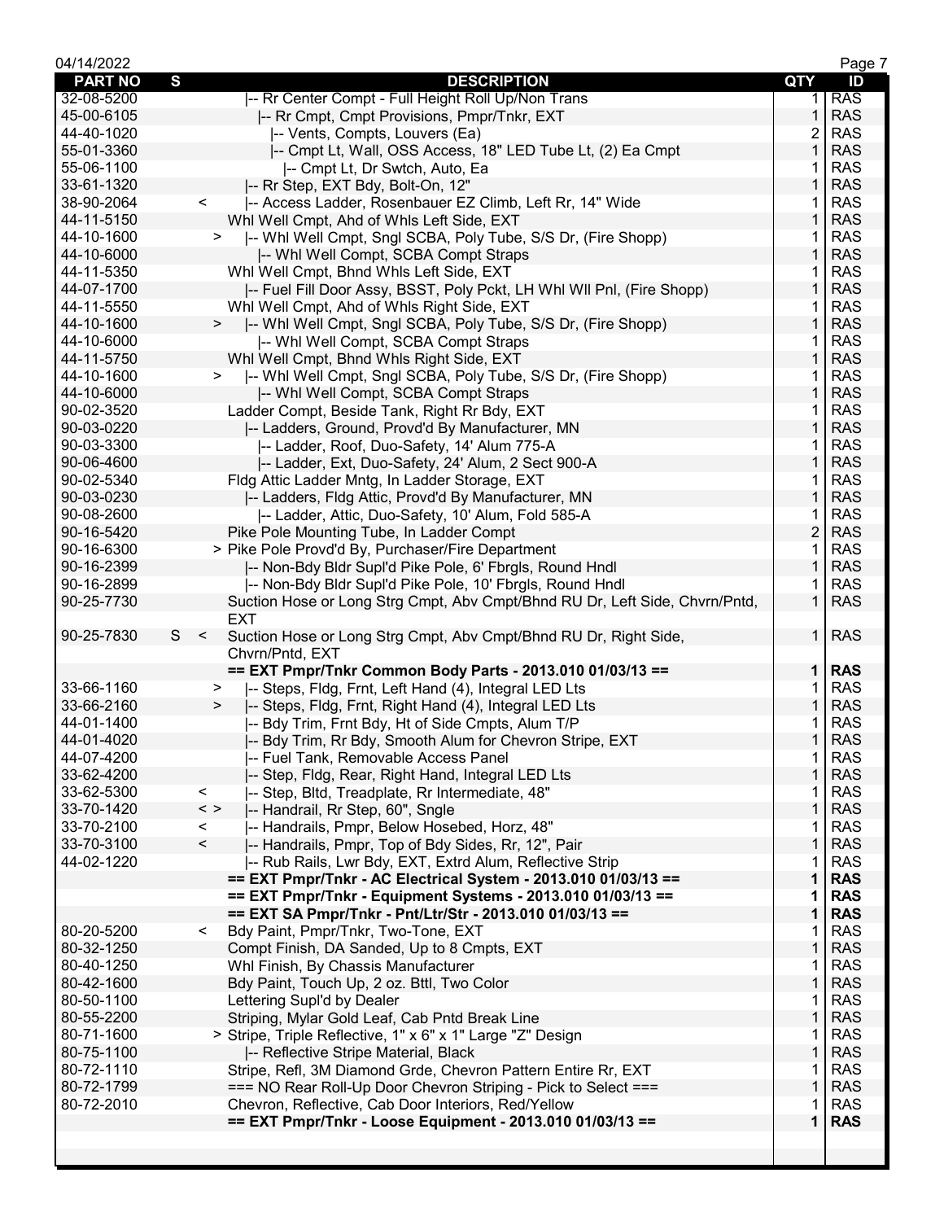| PART NO | S | DESCRIPTION | QTY | ID |
|---|---|---|---|---|
| 32-08-5200 | | \|-- Rr Center Compt - Full Height Roll Up/Non Trans | 1 | RAS |
| 45-00-6105 | | \|-- Rr Cmpt, Cmpt Provisions, Pmpr/Tnkr, EXT | 1 | RAS |
| 44-40-1020 | | \|-- Vents, Compts, Louvers (Ea) | 2 | RAS |
| 55-01-3360 | | \|-- Cmpt Lt, Wall, OSS Access, 18" LED Tube Lt, (2) Ea Cmpt | 1 | RAS |
| 55-06-1100 | | \|-- Cmpt Lt, Dr Swtch, Auto, Ea | 1 | RAS |
| 33-61-1320 | | \|-- Rr Step, EXT Bdy, Bolt-On, 12" | 1 | RAS |
| 38-90-2064 | < | \|-- Access Ladder, Rosenbauer EZ Climb, Left Rr, 14" Wide | 1 | RAS |
| 44-11-5150 | | Whl Well Cmpt, Ahd of Whls Left Side, EXT | 1 | RAS |
| 44-10-1600 | > | \|-- Whl Well Cmpt, Sngl SCBA, Poly Tube, S/S Dr, (Fire Shopp) | 1 | RAS |
| 44-10-6000 | | \|-- Whl Well Compt, SCBA Compt Straps | 1 | RAS |
| 44-11-5350 | | Whl Well Cmpt, Bhnd Whls Left Side, EXT | 1 | RAS |
| 44-07-1700 | | \|-- Fuel Fill Door Assy, BSST, Poly Pckt, LH Whl Wll Pnl, (Fire Shopp) | 1 | RAS |
| 44-11-5550 | | Whl Well Cmpt, Ahd of Whls Right Side, EXT | 1 | RAS |
| 44-10-1600 | > | \|-- Whl Well Cmpt, Sngl SCBA, Poly Tube, S/S Dr, (Fire Shopp) | 1 | RAS |
| 44-10-6000 | | \|-- Whl Well Compt, SCBA Compt Straps | 1 | RAS |
| 44-11-5750 | | Whl Well Cmpt, Bhnd Whls Right Side, EXT | 1 | RAS |
| 44-10-1600 | > | \|-- Whl Well Cmpt, Sngl SCBA, Poly Tube, S/S Dr, (Fire Shopp) | 1 | RAS |
| 44-10-6000 | | \|-- Whl Well Compt, SCBA Compt Straps | 1 | RAS |
| 90-02-3520 | | Ladder Compt, Beside Tank, Right Rr Bdy, EXT | 1 | RAS |
| 90-03-0220 | | \|-- Ladders, Ground, Provd'd By Manufacturer, MN | 1 | RAS |
| 90-03-3300 | | \|-- Ladder, Roof, Duo-Safety, 14' Alum 775-A | 1 | RAS |
| 90-06-4600 | | \|-- Ladder, Ext, Duo-Safety, 24' Alum, 2 Sect 900-A | 1 | RAS |
| 90-02-5340 | | Fldg Attic Ladder Mntg, In Ladder Storage, EXT | 1 | RAS |
| 90-03-0230 | | \|-- Ladders, Fldg Attic, Provd'd By Manufacturer, MN | 1 | RAS |
| 90-08-2600 | | \|-- Ladder, Attic, Duo-Safety, 10' Alum, Fold 585-A | 1 | RAS |
| 90-16-5420 | | Pike Pole Mounting Tube, In Ladder Compt | 2 | RAS |
| 90-16-6300 | | > Pike Pole Provd'd By, Purchaser/Fire Department | 1 | RAS |
| 90-16-2399 | | \|-- Non-Bdy Bldr Supl'd Pike Pole, 6' Fbrgls, Round Hndl | 1 | RAS |
| 90-16-2899 | | \|-- Non-Bdy Bldr Supl'd Pike Pole, 10' Fbrgls, Round Hndl | 1 | RAS |
| 90-25-7730 | | Suction Hose or Long Strg Cmpt, Abv Cmpt/Bhnd RU Dr, Left Side, Chvrn/Pntd, EXT | 1 | RAS |
| 90-25-7830 | S < | Suction Hose or Long Strg Cmpt, Abv Cmpt/Bhnd RU Dr, Right Side, Chvrn/Pntd, EXT | 1 | RAS |
| | | **== EXT Pmpr/Tnkr Common Body Parts - 2013.010 01/03/13 ==** | **1** | **RAS** |
| 33-66-1160 | > | \|-- Steps, Fldg, Frnt, Left Hand (4), Integral LED Lts | 1 | RAS |
| 33-66-2160 | > | \|-- Steps, Fldg, Frnt, Right Hand (4), Integral LED Lts | 1 | RAS |
| 44-01-1400 | | \|-- Bdy Trim, Frnt Bdy, Ht of Side Cmpts, Alum T/P | 1 | RAS |
| 44-01-4020 | | \|-- Bdy Trim, Rr Bdy, Smooth Alum for Chevron Stripe, EXT | 1 | RAS |
| 44-07-4200 | | \|-- Fuel Tank, Removable Access Panel | 1 | RAS |
| 33-62-4200 | | \|-- Step, Fldg, Rear, Right Hand, Integral LED Lts | 1 | RAS |
| 33-62-5300 | < | \|-- Step, Bltd, Treadplate, Rr Intermediate, 48" | 1 | RAS |
| 33-70-1420 | < > | \|-- Handrail, Rr Step, 60", Sngle | 1 | RAS |
| 33-70-2100 | < | \|-- Handrails, Pmpr, Below Hosebed, Horz, 48" | 1 | RAS |
| 33-70-3100 | < | \|-- Handrails, Pmpr, Top of Bdy Sides, Rr, 12", Pair | 1 | RAS |
| 44-02-1220 | | \|-- Rub Rails, Lwr Bdy, EXT, Extrd Alum, Reflective Strip | 1 | RAS |
| | | **== EXT Pmpr/Tnkr - AC Electrical System - 2013.010 01/03/13 ==** | **1** | **RAS** |
| | | **== EXT Pmpr/Tnkr - Equipment Systems - 2013.010 01/03/13 ==** | **1** | **RAS** |
| | | **== EXT SA Pmpr/Tnkr - Pnt/Ltr/Str - 2013.010 01/03/13 ==** | **1** | **RAS** |
| 80-20-5200 | < | Bdy Paint, Pmpr/Tnkr, Two-Tone, EXT | 1 | RAS |
| 80-32-1250 | | Compt Finish, DA Sanded, Up to 8 Cmpts, EXT | 1 | RAS |
| 80-40-1250 | | Whl Finish, By Chassis Manufacturer | 1 | RAS |
| 80-42-1600 | | Bdy Paint, Touch Up, 2 oz. Bttl, Two Color | 1 | RAS |
| 80-50-1100 | | Lettering Supl'd by Dealer | 1 | RAS |
| 80-55-2200 | | Striping, Mylar Gold Leaf, Cab Pntd Break Line | 1 | RAS |
| 80-71-1600 | | > Stripe, Triple Reflective, 1" x 6" x 1" Large "Z" Design | 1 | RAS |
| 80-75-1100 | | \|-- Reflective Stripe Material, Black | 1 | RAS |
| 80-72-1110 | | Stripe, Refl, 3M Diamond Grde, Chevron Pattern Entire Rr, EXT | 1 | RAS |
| 80-72-1799 | | === NO Rear Roll-Up Door Chevron Striping - Pick to Select === | 1 | RAS |
| 80-72-2010 | | Chevron, Reflective, Cab Door Interiors, Red/Yellow | 1 | RAS |
| | | **== EXT Pmpr/Tnkr - Loose Equipment - 2013.010 01/03/13 ==** | **1** | **RAS** |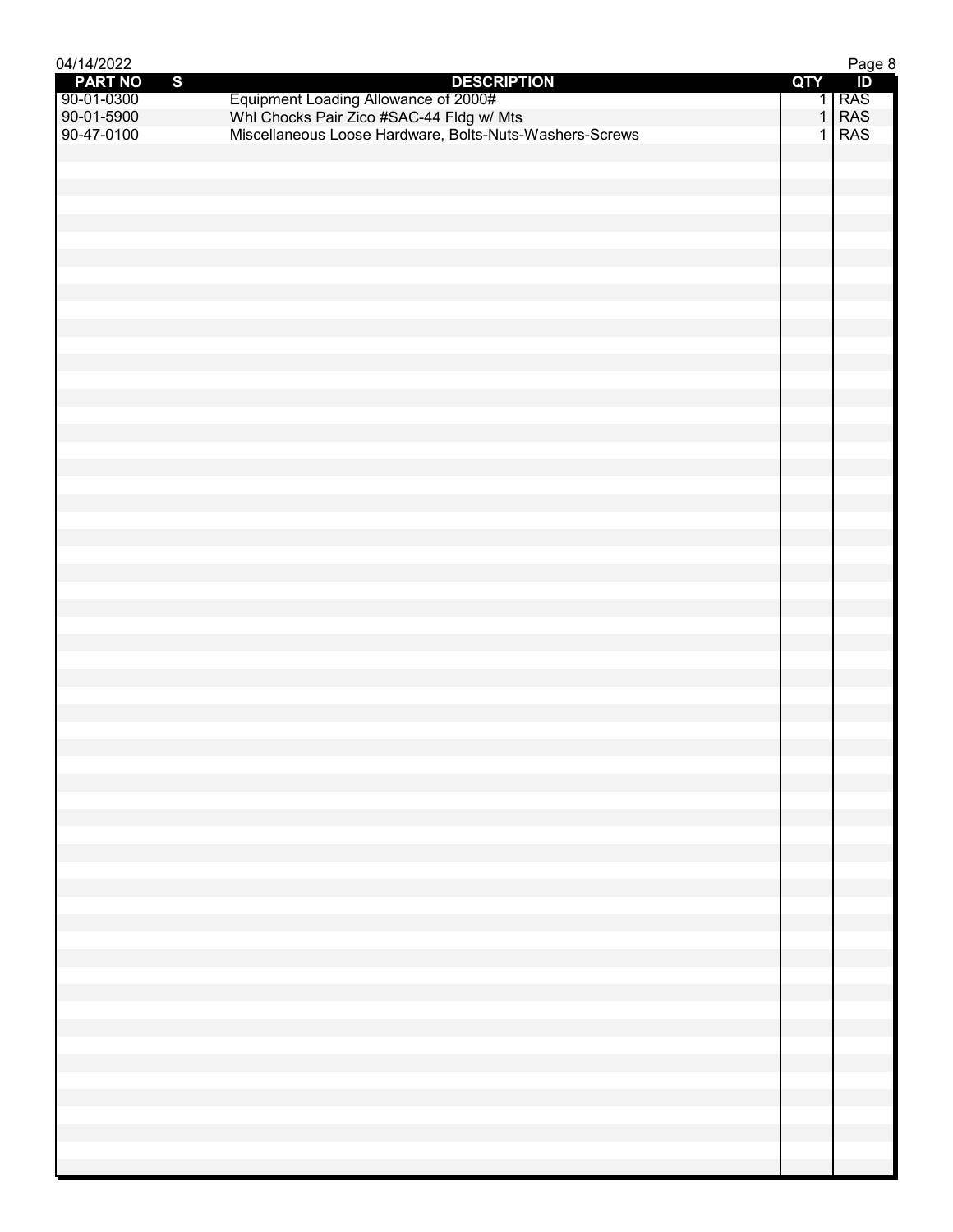| PART NO | S | DESCRIPTION | QTY | ID |
| --- | --- | --- | --- | --- |
| 90-01-0300 | | Equipment Loading Allowance of 2000# | 1 | RAS |
| 90-01-5900 | | Whl Chocks Pair Zico #SAC-44 Fldg w/ Mts | 1 | RAS |
| 90-47-0100 | | Miscellaneous Loose Hardware, Bolts-Nuts-Washers-Screws | 1 | RAS |